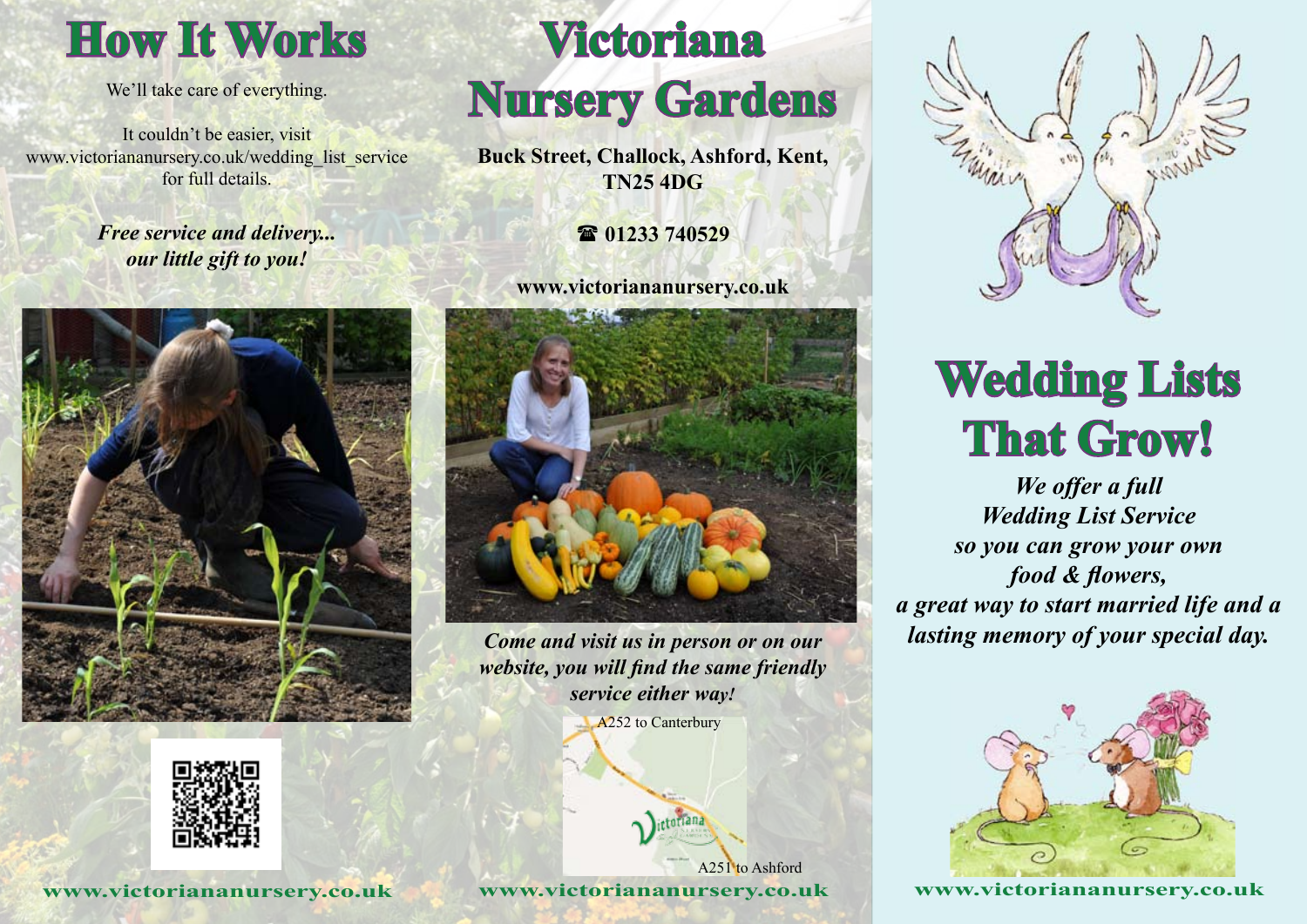# How It Works

We'll take care of everything.

It couldn't be easier, visit www.victoriananursery.co.uk/wedding_list_service for full details.

*Free service and delivery... our little gift to you!*

www.victoriananursery.co.uk

# Victoriana Nursery Gardens

**Buck Street, Challock, Ashford, Kent, TN25 4DG**

**☎ 01233 740529**

**www.victoriananursery.co.uk**

*Come and visit us in person or on our website, you will find the same friendly service either way!*

A252 to Canterbury

A251 to Ashford

www.victoriananursery.co.uk

# Wedding Lists That Grow!

*We offer a full Wedding List Service so you can grow your own food & flowers, a great way to start married life and a lasting memory of your special day.*

www.victoriananursery.co.uk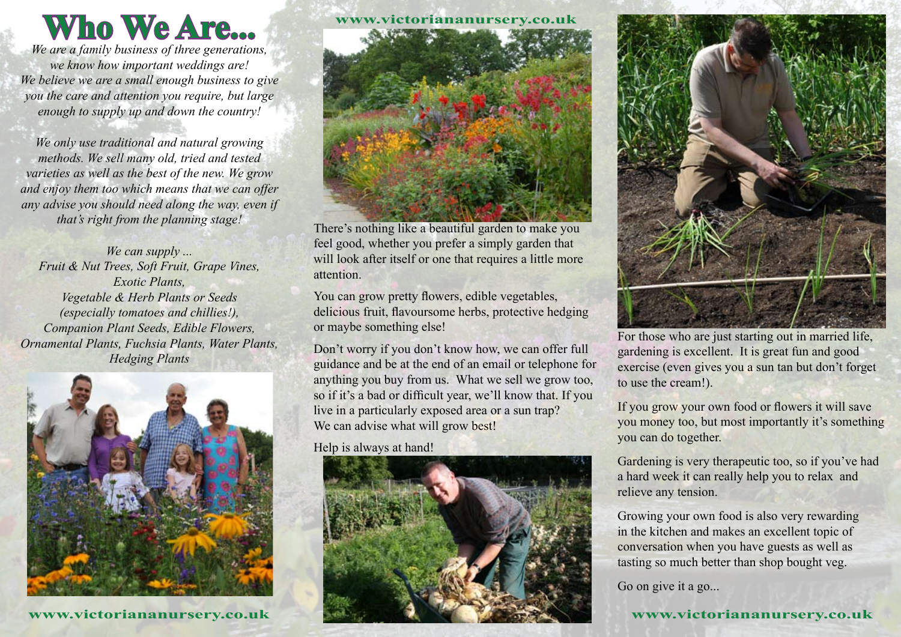# Who We Are...

*We are a family business of three generations, we know how important weddings are! We believe we are a small enough business to give you the care and attention you require, but large enough to supply up and down the country!*

*We only use traditional and natural growing methods. We sell many old, tried and tested varieties as well as the best of the new. We grow and enjoy them too which means that we can offer any advise you should need along the way, even if that's right from the planning stage!*

*We can supply ...*
*Fruit & Nut Trees, Soft Fruit, Grape Vines, Exotic Plants,*
*Vegetable & Herb Plants or Seeds (especially tomatoes and chillies!),*
*Companion Plant Seeds, Edible Flowers, Ornamental Plants, Fuchsia Plants, Water Plants, Hedging Plants*

**www.victoriananursery.co.uk**

There's nothing like a beautiful garden to make you feel good, whether you prefer a simply garden that will look after itself or one that requires a little more attention.

You can grow pretty flowers, edible vegetables, delicious fruit, flavoursome herbs, protective hedging or maybe something else!

Don't worry if you don't know how, we can offer full guidance and be at the end of an email or telephone for anything you buy from us. What we sell we grow too, so if it's a bad or difficult year, we'll know that. If you live in a particularly exposed area or a sun trap? We can advise what will grow best!

Help is always at hand!

For those who are just starting out in married life, gardening is excellent. It is great fun and good exercise (even gives you a sun tan but don't forget to use the cream!).

If you grow your own food or flowers it will save you money too, but most importantly it's something you can do together.

Gardening is very therapeutic too, so if you've had a hard week it can really help you to relax and relieve any tension.

Growing your own food is also very rewarding in the kitchen and makes an excellent topic of conversation when you have guests as well as tasting so much better than shop bought veg.

Go on give it a go...